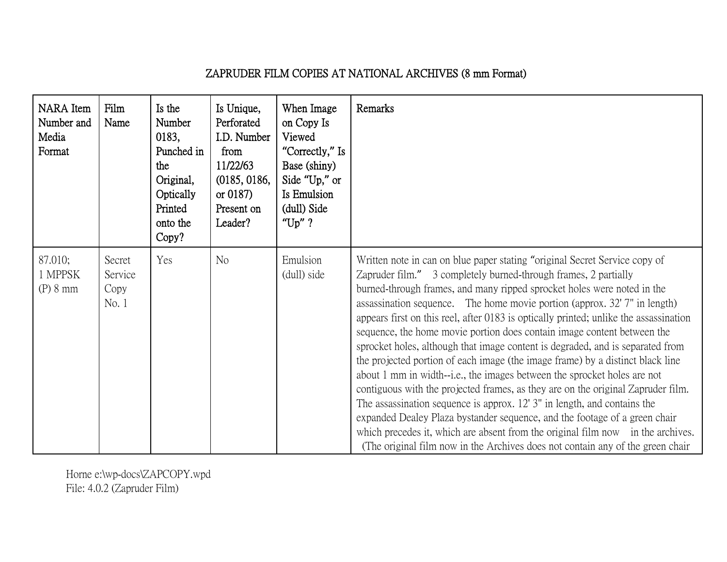# ZAPRUDER FILM COPIES AT NATIONAL ARCHIVES (8 mm Format)

| NARA Item Number and Media Format | Film Name | Is the Number 0183, Punched in the Original, Optically Printed onto the Copy? | Is Unique, Perforated I.D. Number from 11/22/63 (0185, 0186, or 0187) Present on Leader? | When Image on Copy Is Viewed "Correctly," Is Base (shiny) Side "Up," or Is Emulsion (dull) Side "Up" ? | Remarks |
|---|---|---|---|---|---|
| 87.010; 1 MPPSK (P) 8 mm | Secret Service Copy No. 1 | Yes | No | Emulsion (dull) side | Written note in can on blue paper stating "original Secret Service copy of Zapruder film." 3 completely burned-through frames, 2 partially burned-through frames, and many ripped sprocket holes were noted in the assassination sequence. The home movie portion (approx. 32' 7" in length) appears first on this reel, after 0183 is optically printed; unlike the assassination sequence, the home movie portion does contain image content between the sprocket holes, although that image content is degraded, and is separated from the projected portion of each image (the image frame) by a distinct black line about 1 mm in width--i.e., the images between the sprocket holes are not contiguous with the projected frames, as they are on the original Zapruder film. The assassination sequence is approx. 12' 3" in length, and contains the expanded Dealey Plaza bystander sequence, and the footage of a green chair which precedes it, which are absent from the original film now in the archives. (The original film now in the Archives does not contain any of the green chair |

Horne e:\wp-docs\ZAPCOPY.wpd
File: 4.0.2 (Zapruder Film)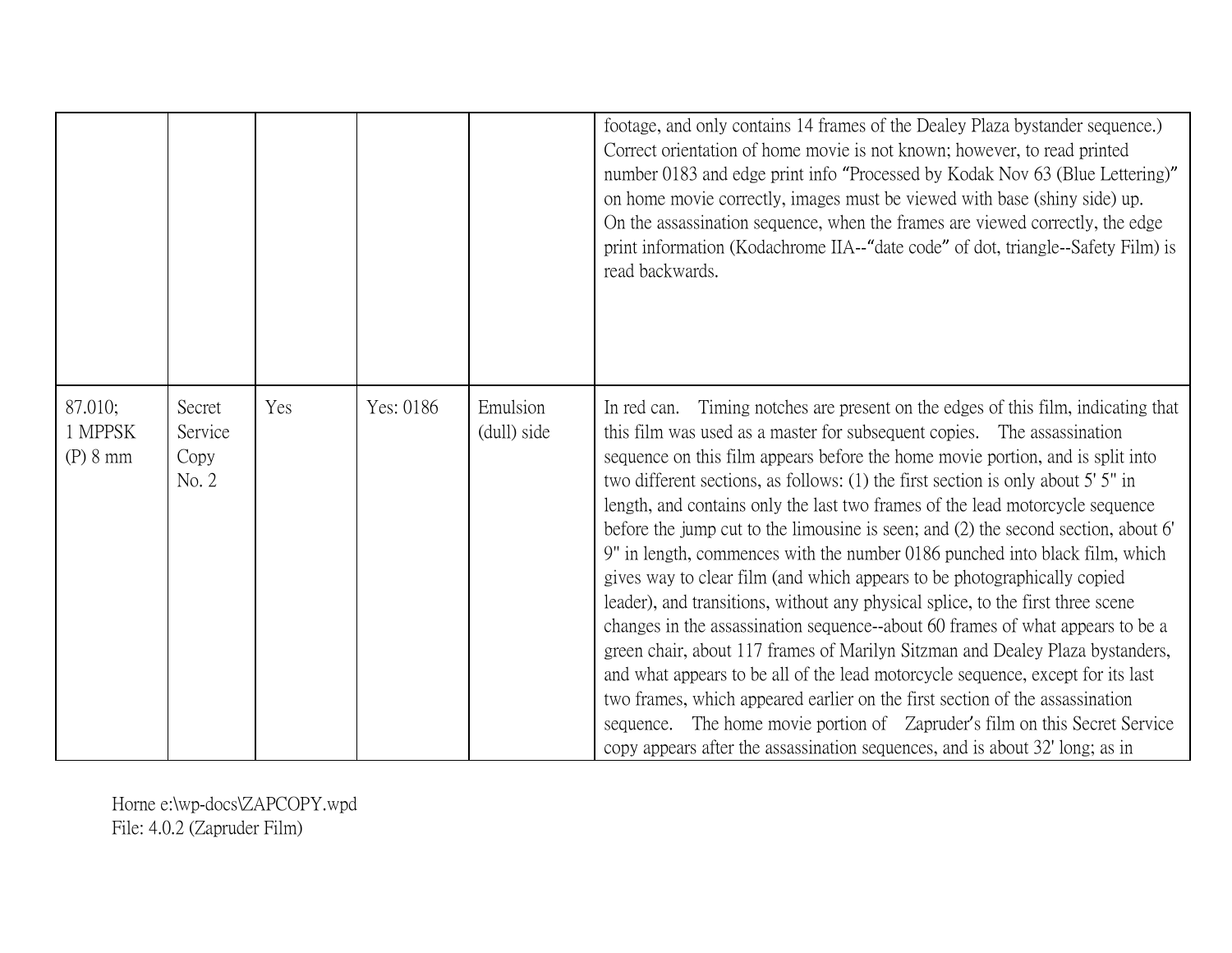| | | | | | |
|---|---|---|---|---|---|
| | | | | | footage, and only contains 14 frames of the Dealey Plaza bystander sequence.) Correct orientation of home movie is not known; however, to read printed number 0183 and edge print info "Processed by Kodak Nov 63 (Blue Lettering)" on home movie correctly, images must be viewed with base (shiny side) up. On the assassination sequence, when the frames are viewed correctly, the edge print information (Kodachrome IIA--"date code" of dot, triangle--Safety Film) is read backwards. |
| 87.010; 1 MPPSK (P) 8 mm | Secret Service Copy No. 2 | Yes | Yes: 0186 | Emulsion (dull) side | In red can. Timing notches are present on the edges of this film, indicating that this film was used as a master for subsequent copies. The assassination sequence on this film appears before the home movie portion, and is split into two different sections, as follows: (1) the first section is only about 5' 5" in length, and contains only the last two frames of the lead motorcycle sequence before the jump cut to the limousine is seen; and (2) the second section, about 6' 9" in length, commences with the number 0186 punched into black film, which gives way to clear film (and which appears to be photographically copied leader), and transitions, without any physical splice, to the first three scene changes in the assassination sequence--about 60 frames of what appears to be a green chair, about 117 frames of Marilyn Sitzman and Dealey Plaza bystanders, and what appears to be all of the lead motorcycle sequence, except for its last two frames, which appeared earlier on the first section of the assassination sequence. The home movie portion of Zapruder's film on this Secret Service copy appears after the assassination sequences, and is about 32' long; as in |

Horne e:\wp-docs\ZAPCOPY.wpd
File: 4.0.2 (Zapruder Film)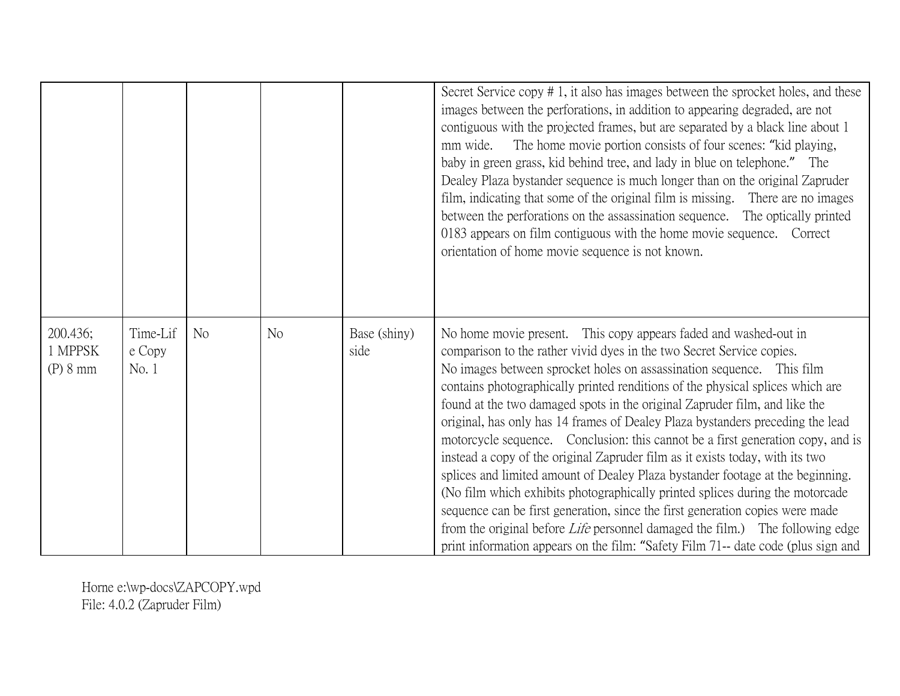| | | | | | |
|---|---|---|---|---|---|
| | | | | | Secret Service copy # 1, it also has images between the sprocket holes, and these images between the perforations, in addition to appearing degraded, are not contiguous with the projected frames, but are separated by a black line about 1 mm wide. The home movie portion consists of four scenes: "kid playing, baby in green grass, kid behind tree, and lady in blue on telephone." The Dealey Plaza bystander sequence is much longer than on the original Zapruder film, indicating that some of the original film is missing. There are no images between the perforations on the assassination sequence. The optically printed 0183 appears on film contiguous with the home movie sequence. Correct orientation of home movie sequence is not known. |
| 200.436; 1 MPPSK (P) 8 mm | Time-Life Copy No. 1 | No | No | Base (shiny) side | No home movie present. This copy appears faded and washed-out in comparison to the rather vivid dyes in the two Secret Service copies. No images between sprocket holes on assassination sequence. This film contains photographically printed renditions of the physical splices which are found at the two damaged spots in the original Zapruder film, and like the original, has only has 14 frames of Dealey Plaza bystanders preceding the lead motorcycle sequence. Conclusion: this cannot be a first generation copy, and is instead a copy of the original Zapruder film as it exists today, with its two splices and limited amount of Dealey Plaza bystander footage at the beginning. (No film which exhibits photographically printed splices during the motorcade sequence can be first generation, since the first generation copies were made from the original before *Life* personnel damaged the film.) The following edge print information appears on the film: "Safety Film 71-- date code (plus sign and |

Horne e:\wp-docs\ZAPCOPY.wpd
File: 4.0.2 (Zapruder Film)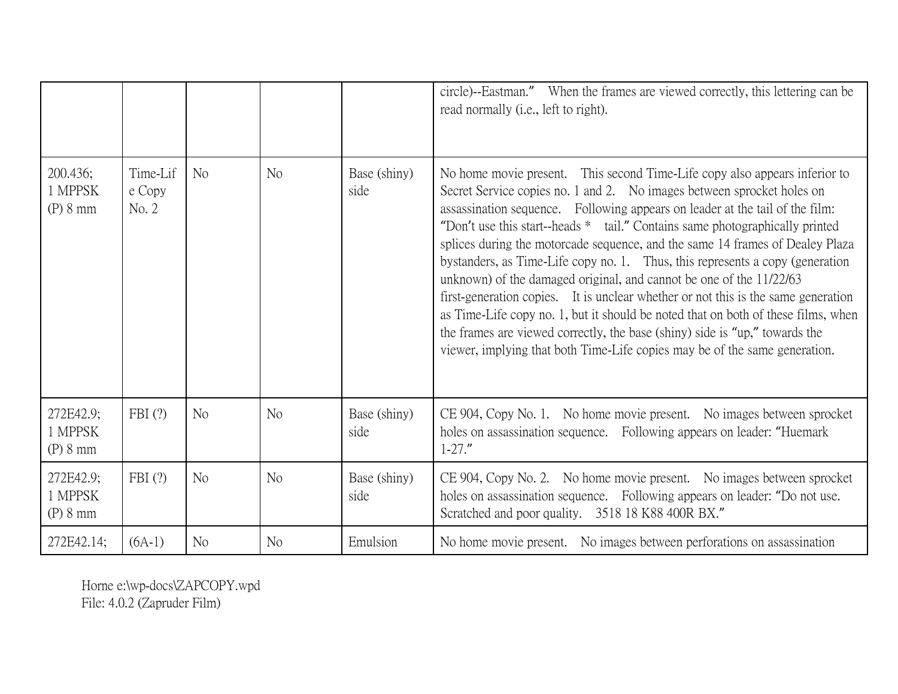| | | | | | |
|---|---|---|---|---|---|
| | | | | | circle)--Eastman." When the frames are viewed correctly, this lettering can be read normally (i.e., left to right). |
| 200.436; 1 MPPSK (P) 8 mm | Time-Life Copy No. 2 | No | No | Base (shiny) side | No home movie present. This second Time-Life copy also appears inferior to Secret Service copies no. 1 and 2. No images between sprocket holes on assassination sequence. Following appears on leader at the tail of the film: "Don't use this start--heads * tail." Contains same photographically printed splices during the motorcade sequence, and the same 14 frames of Dealey Plaza bystanders, as Time-Life copy no. 1. Thus, this represents a copy (generation unknown) of the damaged original, and cannot be one of the 11/22/63 first-generation copies. It is unclear whether or not this is the same generation as Time-Life copy no. 1, but it should be noted that on both of these films, when the frames are viewed correctly, the base (shiny) side is "up," towards the viewer, implying that both Time-Life copies may be of the same generation. |
| 272E42.9; 1 MPPSK (P) 8 mm | FBI (?) | No | No | Base (shiny) side | CE 904, Copy No. 1. No home movie present. No images between sprocket holes on assassination sequence. Following appears on leader: "Huemark 1-27." |
| 272E42.9; 1 MPPSK (P) 8 mm | FBI (?) | No | No | Base (shiny) side | CE 904, Copy No. 2. No home movie present. No images between sprocket holes on assassination sequence. Following appears on leader: "Do not use. Scratched and poor quality. 3518 18 K88 400R BX." |
| 272E42.14; | (6A-1) | No | No | Emulsion | No home movie present. No images between perforations on assassination |

Horne e:\wp-docs\ZAPCOPY.wpd
File: 4.0.2 (Zapruder Film)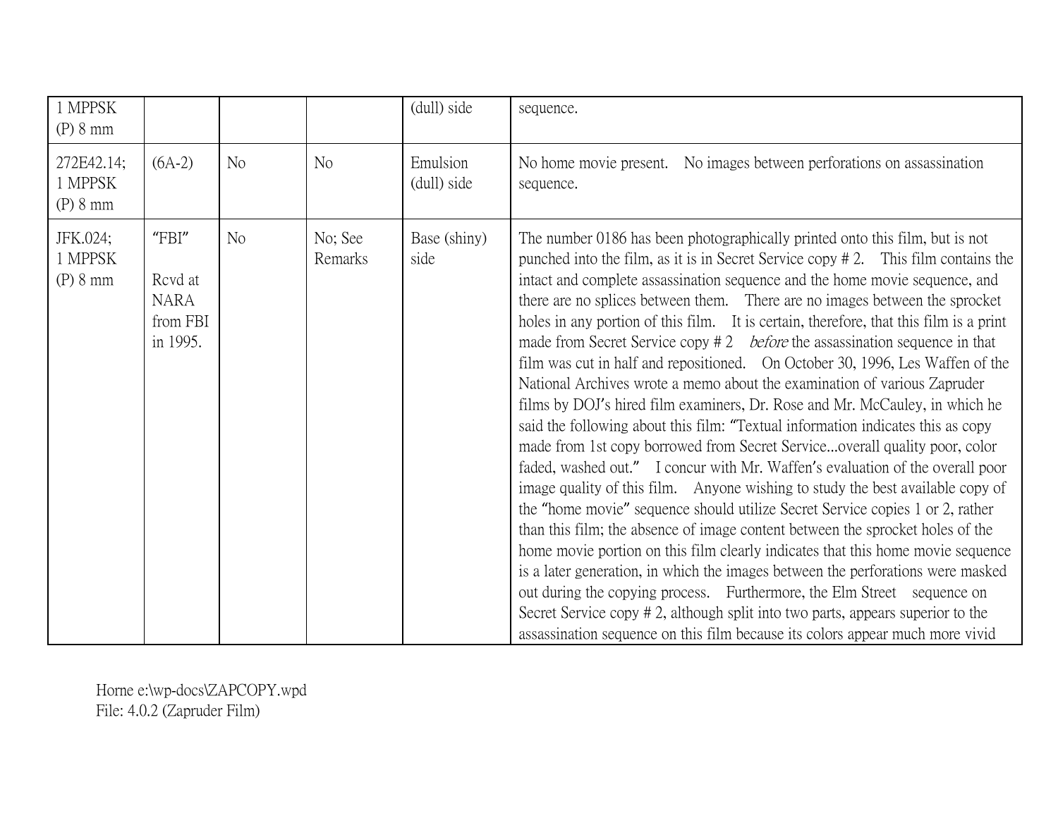| | | | | | |
|---|---|---|---|---|---|
| 1 MPPSK (P) 8 mm | | | | (dull) side | sequence. |
| 272E42.14; 1 MPPSK (P) 8 mm | (6A-2) | No | No | Emulsion (dull) side | No home movie present. No images between perforations on assassination sequence. |
| JFK.024; 1 MPPSK (P) 8 mm | "FBI" Rcvd at NARA from FBI in 1995. | No | No; See Remarks | Base (shiny) side | The number 0186 has been photographically printed onto this film, but is not punched into the film, as it is in Secret Service copy # 2. This film contains the intact and complete assassination sequence and the home movie sequence, and there are no splices between them. There are no images between the sprocket holes in any portion of this film. It is certain, therefore, that this film is a print made from Secret Service copy # 2 *before* the assassination sequence in that film was cut in half and repositioned. On October 30, 1996, Les Waffen of the National Archives wrote a memo about the examination of various Zapruder films by DOJ's hired film examiners, Dr. Rose and Mr. McCauley, in which he said the following about this film: "Textual information indicates this as copy made from 1st copy borrowed from Secret Service...overall quality poor, color faded, washed out." I concur with Mr. Waffen's evaluation of the overall poor image quality of this film. Anyone wishing to study the best available copy of the "home movie" sequence should utilize Secret Service copies 1 or 2, rather than this film; the absence of image content between the sprocket holes of the home movie portion on this film clearly indicates that this home movie sequence is a later generation, in which the images between the perforations were masked out during the copying process. Furthermore, the Elm Street sequence on Secret Service copy # 2, although split into two parts, appears superior to the assassination sequence on this film because its colors appear much more vivid |

Horne e:\wp-docs\ZAPCOPY.wpd
File: 4.0.2 (Zapruder Film)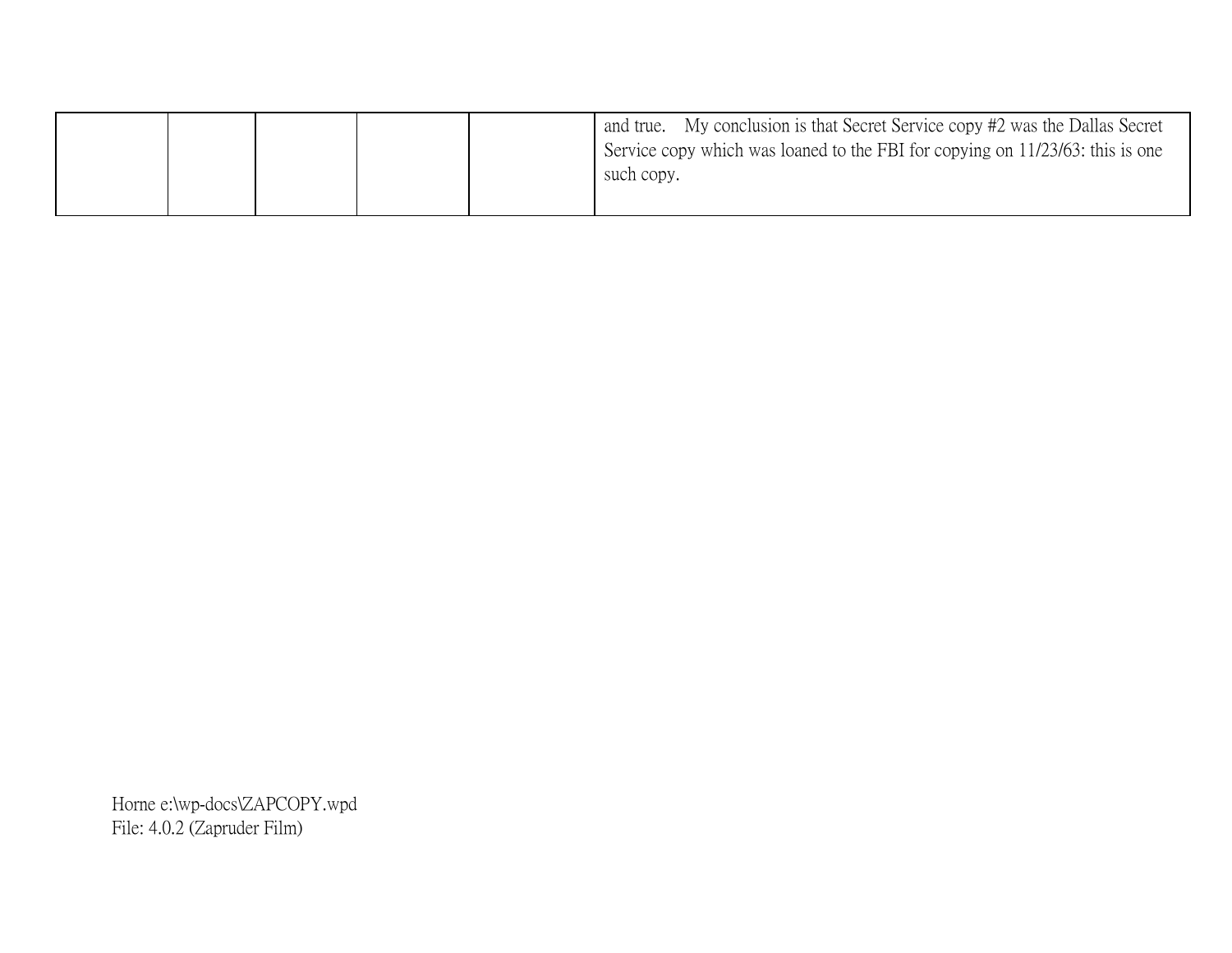| | | | | | |
|---|---|---|---|---|---|
| | | | | | and true. My conclusion is that Secret Service copy #2 was the Dallas Secret Service copy which was loaned to the FBI for copying on 11/23/63: this is one such copy. |

Horne e:\wp-docs\ZAPCOPY.wpd
File: 4.0.2 (Zapruder Film)